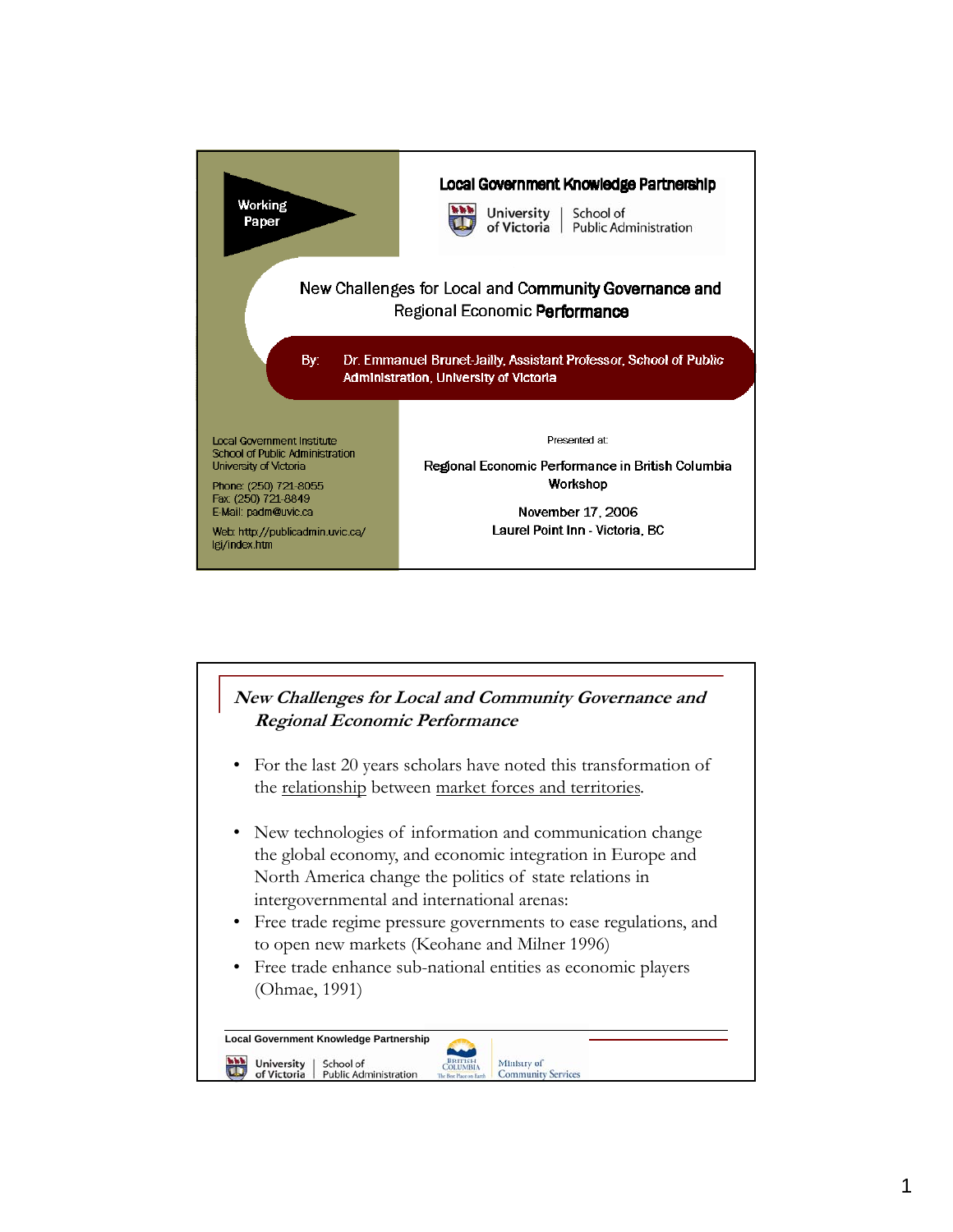Working Paper

**Local Government Knowledge Partnership**

University of Victoria | School of Public Administration

# New Challenges for Local and Community Governance and Regional Economic Performance

By: Dr. Emmanuel Brunet-Jailly, Assistant Professor, School of Public Administration, University of Victoria

Local Government Institute
School of Public Administration
University of Victoria

Phone: (250) 721-8055
Fax: (250) 721-8849
E-Mail: padm@uvic.ca

Web: http://publicadmin.uvic.ca/lgi/index.htm

Presented at:

Regional Economic Performance in British Columbia Workshop

November 17, 2006
Laurel Point Inn - Victoria, BC

## *New Challenges for Local and Community Governance and Regional Economic Performance*

- For the last 20 years scholars have noted this transformation of the relationship between market forces and territories.
- New technologies of information and communication change the global economy, and economic integration in Europe and North America change the politics of state relations in intergovernmental and international arenas:
- Free trade regime pressure governments to ease regulations, and to open new markets (Keohane and Milner 1996)
- Free trade enhance sub-national entities as economic players (Ohmae, 1991)

**Local Government Knowledge Partnership**

University of Victoria | School of Public Administration — British Columbia — Ministry of Community Services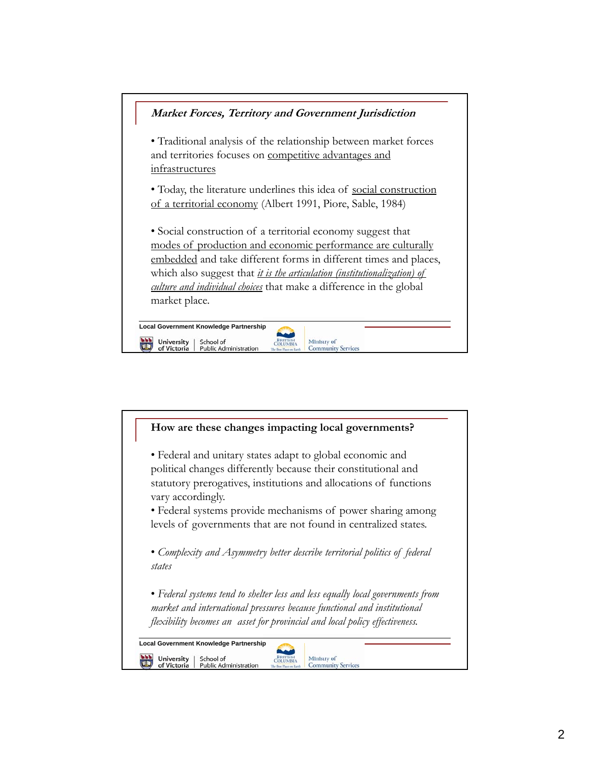## *Market Forces, Territory and Government Jurisdiction*

- Traditional analysis of the relationship between market forces and territories focuses on <u>competitive advantages and infrastructures</u>
- Today, the literature underlines this idea of <u>social construction of a territorial economy</u> (Albert 1991, Piore, Sable, 1984)
- Social construction of a territorial economy suggest that <u>modes of production and economic performance are culturally embedded</u> and take different forms in different times and places, which also suggest that <u>*it is the articulation (institutionalization) of culture and individual choices*</u> that make a difference in the global market place.

## How are these changes impacting local governments?

- Federal and unitary states adapt to global economic and political changes differently because their constitutional and statutory prerogatives, institutions and allocations of functions vary accordingly.
- Federal systems provide mechanisms of power sharing among levels of governments that are not found in centralized states.
- *Complexity and Asymmetry better describe territorial politics of federal states*
- *Federal systems tend to shelter less and less equally local governments from market and international pressures because functional and institutional flexibility becomes an asset for provincial and local policy effectiveness.*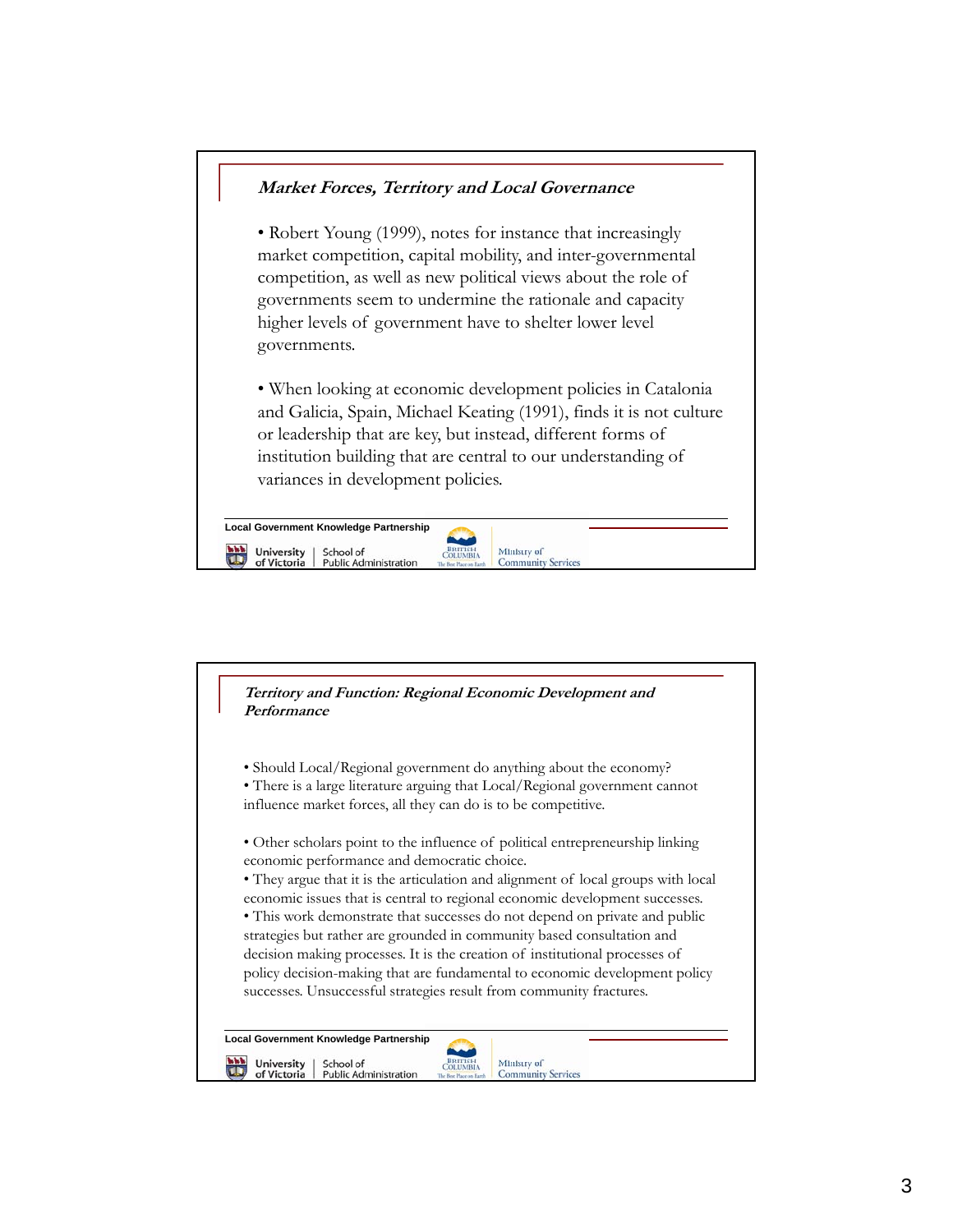## *Market Forces, Territory and Local Governance*

- Robert Young (1999), notes for instance that increasingly market competition, capital mobility, and inter-governmental competition, as well as new political views about the role of governments seem to undermine the rationale and capacity higher levels of government have to shelter lower level governments.

- When looking at economic development policies in Catalonia and Galicia, Spain, Michael Keating (1991), finds it is not culture or leadership that are key, but instead, different forms of institution building that are central to our understanding of variances in development policies.

## *Territory and Function: Regional Economic Development and Performance*

- Should Local/Regional government do anything about the economy?
- There is a large literature arguing that Local/Regional government cannot influence market forces, all they can do is to be competitive.

- Other scholars point to the influence of political entrepreneurship linking economic performance and democratic choice.
- They argue that it is the articulation and alignment of local groups with local economic issues that is central to regional economic development successes.
- This work demonstrate that successes do not depend on private and public strategies but rather are grounded in community based consultation and decision making processes. It is the creation of institutional processes of policy decision-making that are fundamental to economic development policy successes. Unsuccessful strategies result from community fractures.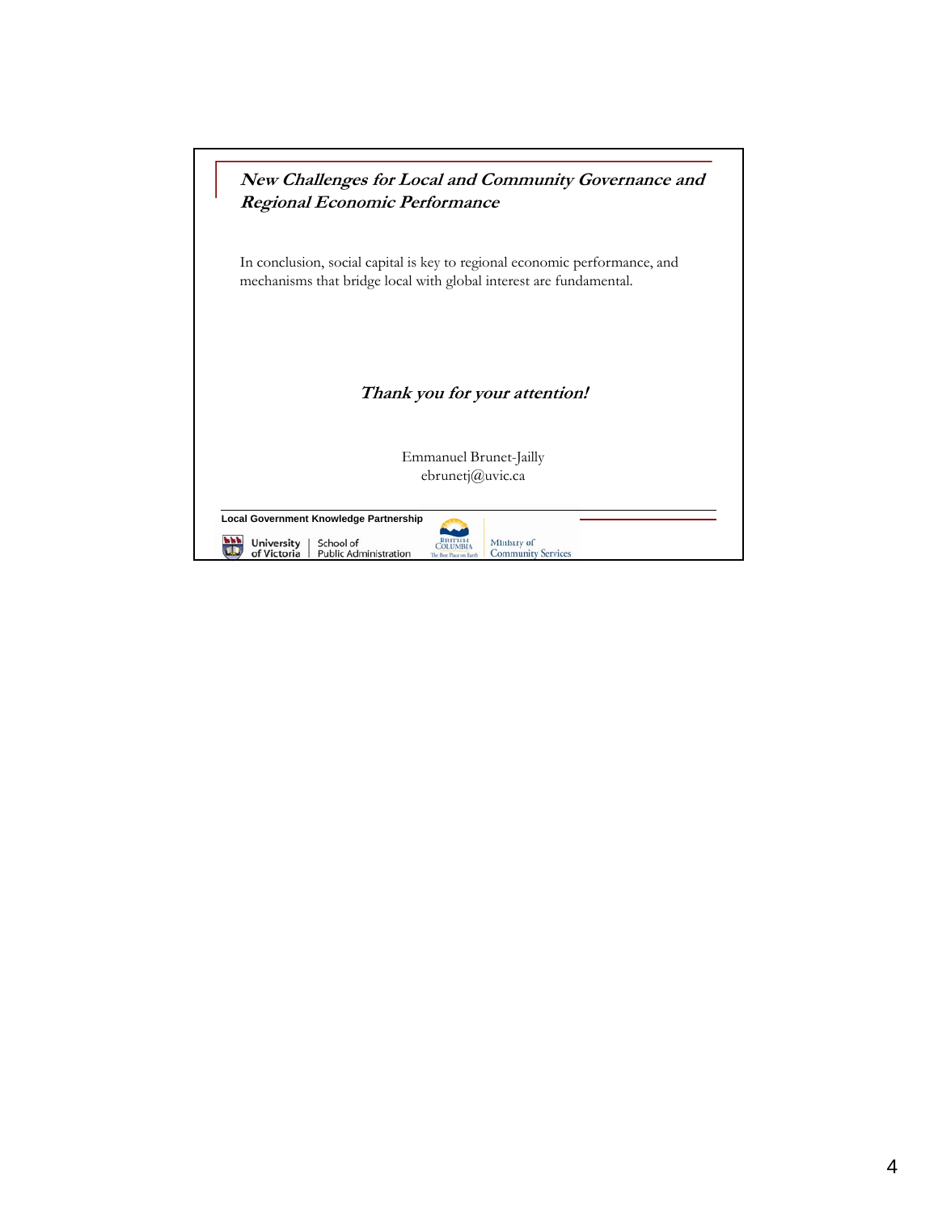## *New Challenges for Local and Community Governance and Regional Economic Performance*

In conclusion, social capital is key to regional economic performance, and mechanisms that bridge local with global interest are fundamental.

***Thank you for your attention!***

Emmanuel Brunet-Jailly
ebrunetj@uvic.ca

**Local Government Knowledge Partnership**

University of Victoria | School of Public Administration

British Columbia — The Best Place on Earth | Ministry of Community Services